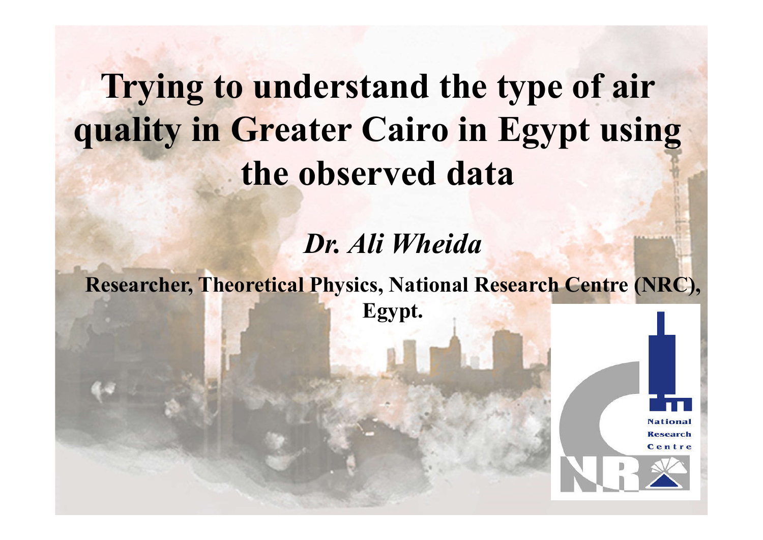# Trying to understand the type of air quality in Greater Cairo in Egypt using the observed data

*Dr. Ali Wheida*

**Researcher, Theoretical Physics, National Research Centre (NRC), Egypt.**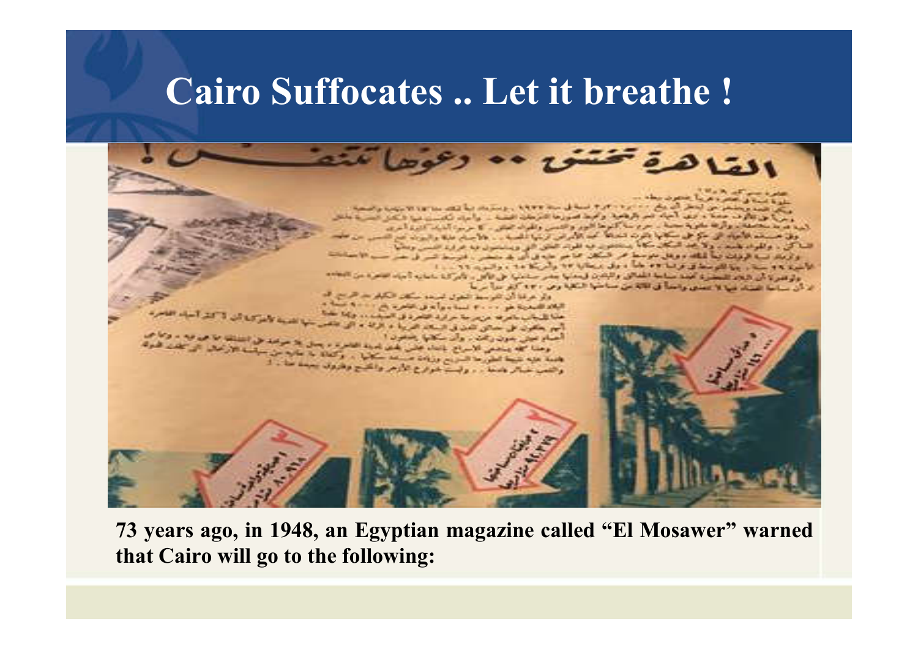# Cairo Suffocates .. Let it breathe !

**73 years ago, in 1948, an Egyptian magazine called "El Mosawer" warned that Cairo will go to the following:**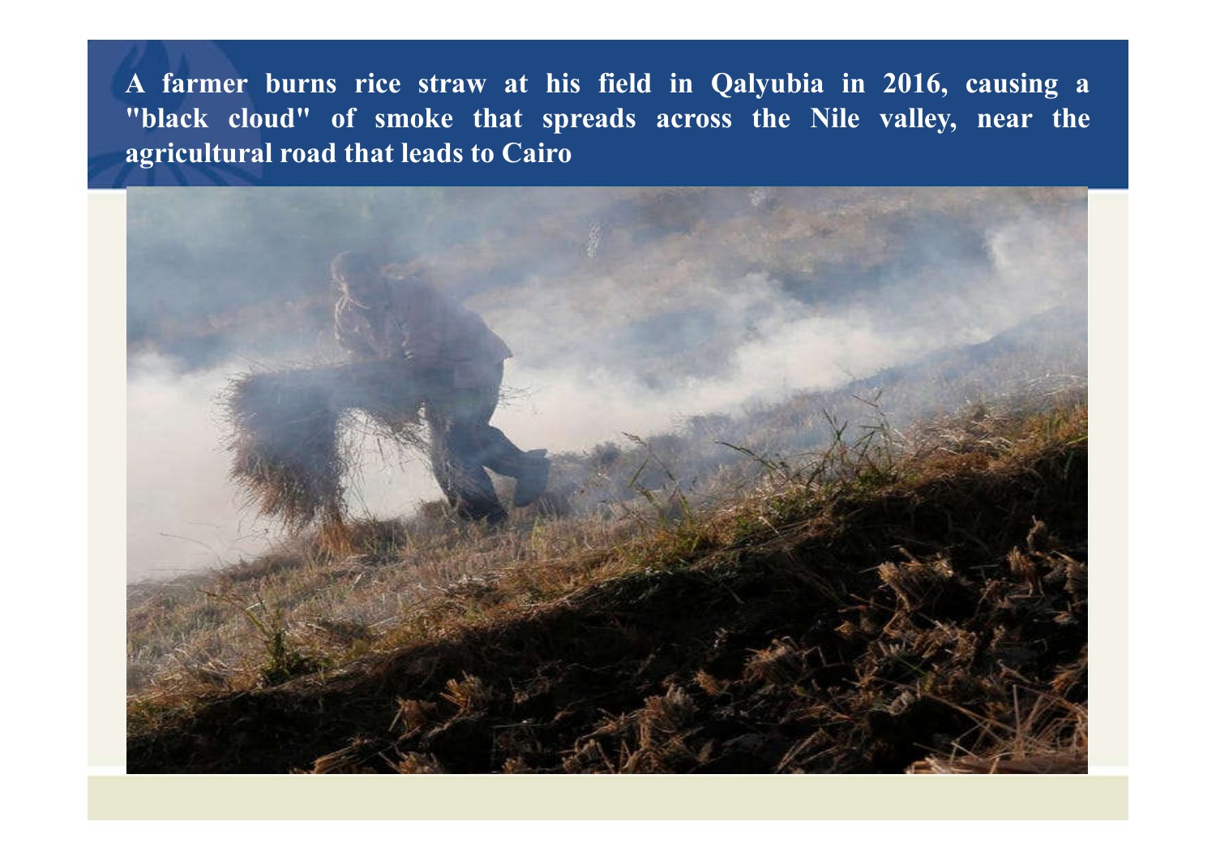**A farmer burns rice straw at his field in Qalyubia in 2016, causing a "black cloud" of smoke that spreads across the Nile valley, near the agricultural road that leads to Cairo**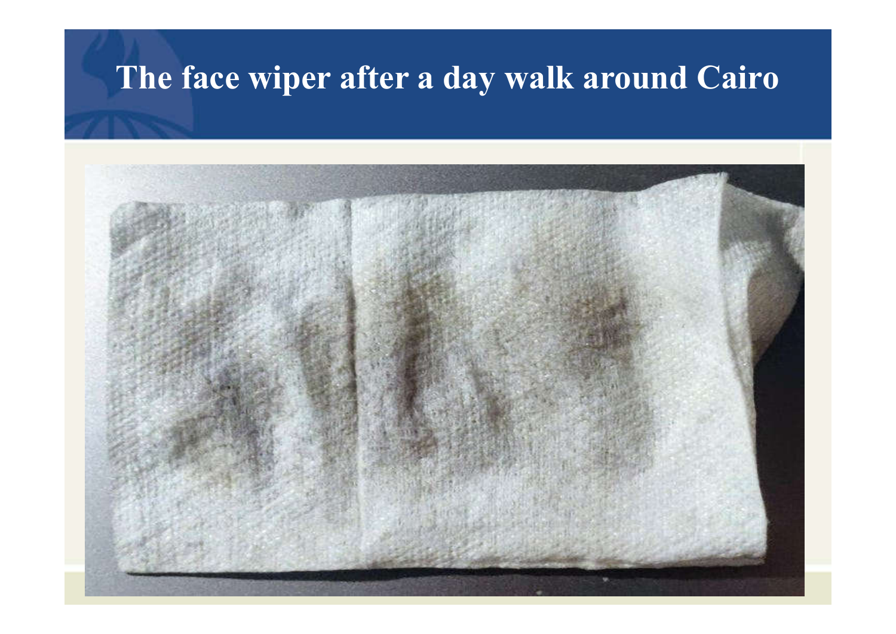# The face wiper after a day walk around Cairo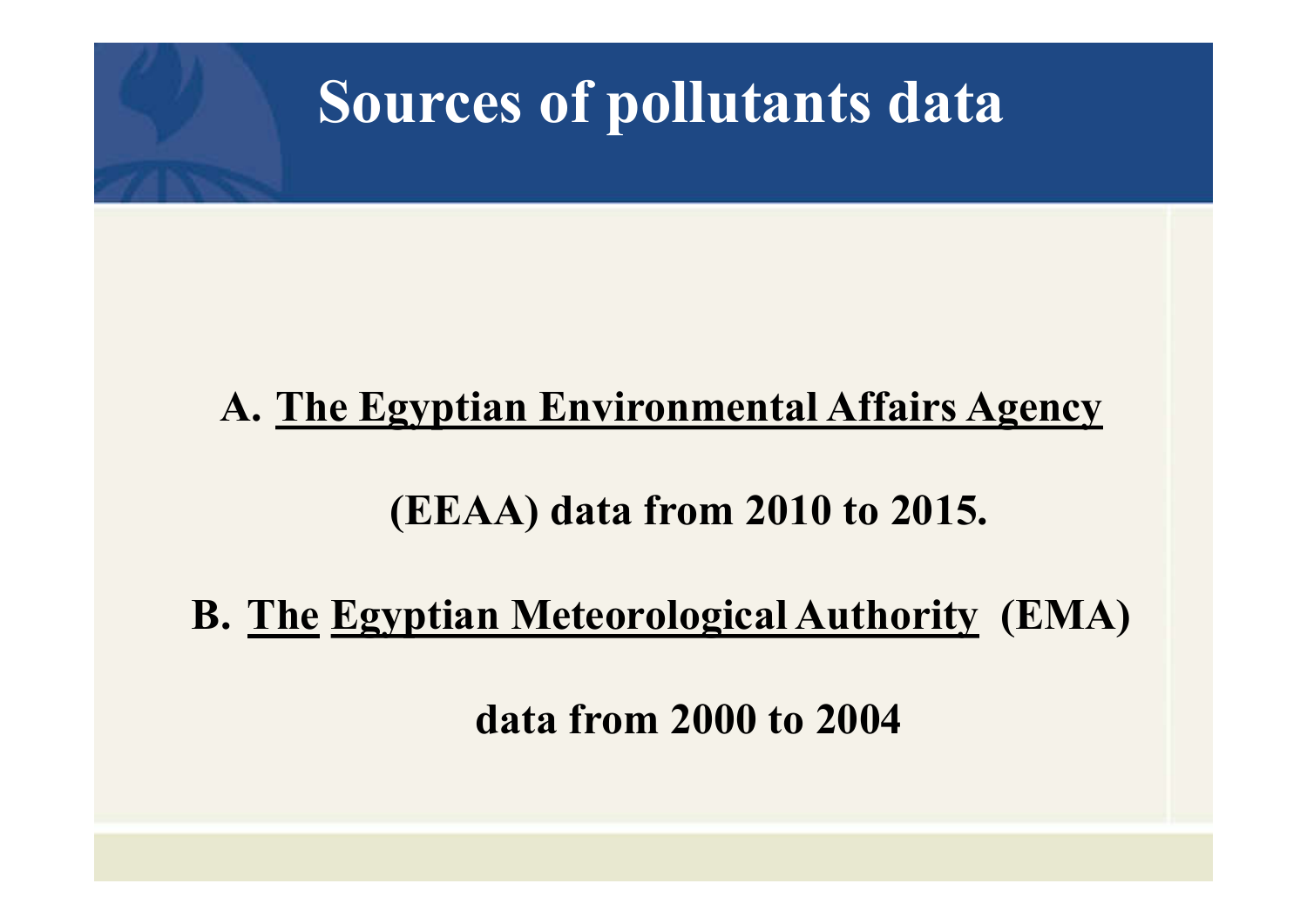# Sources of pollutants data

A. The Egyptian Environmental Affairs Agency (EEAA) data from 2010 to 2015.

B. The Egyptian Meteorological Authority (EMA) data from 2000 to 2004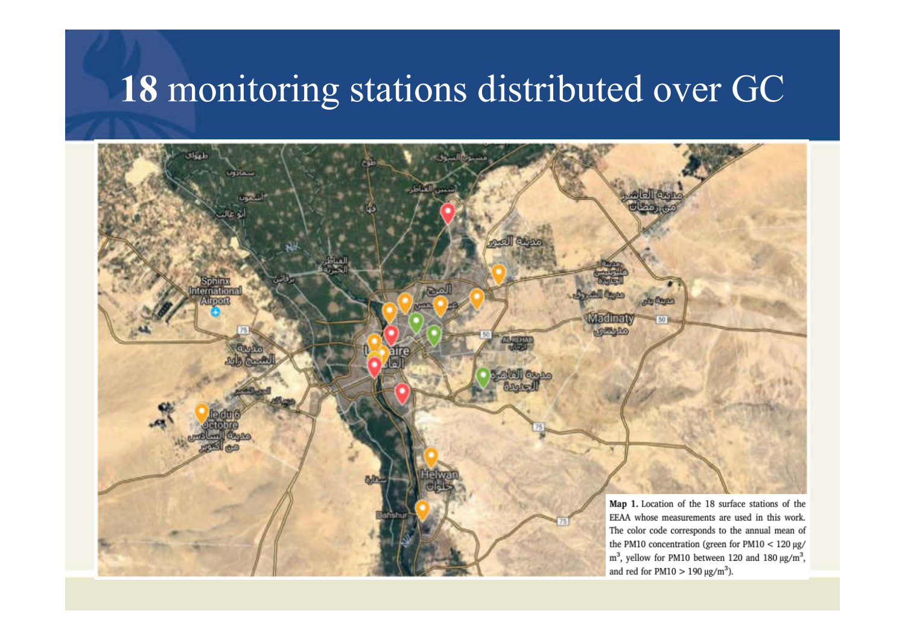# **18** monitoring stations distributed over GC

**Map 1.** Location of the 18 surface stations of the EEAA whose measurements are used in this work. The color code corresponds to the annual mean of the PM10 concentration (green for PM10 < 120 μg/m$^3$, yellow for PM10 between 120 and 180 μg/m$^3$, and red for PM10 > 190 μg/m$^3$).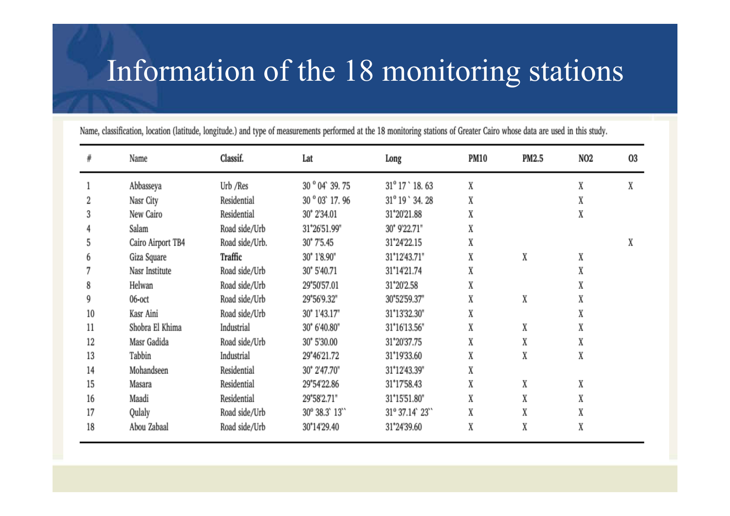# Information of the 18 monitoring stations

Name, classification, location (latitude, longitude.) and type of measurements performed at the 18 monitoring stations of Greater Cairo whose data are used in this study.

| # | Name | Classif. | Lat | Long | PM10 | PM2.5 | NO2 | O3 |
|---|---|---|---|---|---|---|---|---|
| 1 | Abbasseya | Urb /Res | 30 ° 04` 39. 75 | 31° 17 ` 18. 63 | X | | X | X |
| 2 | Nasr City | Residential | 30 ° 03` 17. 96 | 31° 19 ` 34. 28 | X | | X | |
| 3 | New Cairo | Residential | 30° 2'34.01 | 31°20'21.88 | X | | X | |
| 4 | Salam | Road side/Urb | 31°26'51.99" | 30° 9'22.71" | X | | | |
| 5 | Cairo Airport TB4 | Road side/Urb. | 30° 7'5.45 | 31°24'22.15 | X | | | X |
| 6 | Giza Square | **Traffic** | 30° 1'8.90" | 31°12'43.71" | X | X | X | |
| 7 | Nasr Institute | Road side/Urb | 30° 5'40.71 | 31°14'21.74 | X | | X | |
| 8 | Helwan | Road side/Urb | 29°50'57.01 | 31°20'2.58 | X | | X | |
| 9 | 06-oct | Road side/Urb | 29°56'9.32" | 30°52'59.37" | X | X | X | |
| 10 | Kasr Aini | Road side/Urb | 30° 1'43.17" | 31°13'32.30" | X | | X | |
| 11 | Shobra El Khima | Industrial | 30° 6'40.80" | 31°16'13.56" | X | X | X | |
| 12 | Masr Gadida | Road side/Urb | 30° 5'30.00 | 31°20'37.75 | X | X | X | |
| 13 | Tabbin | Industrial | 29°46'21.72 | 31°19'33.60 | X | X | X | |
| 14 | Mohandseen | Residential | 30° 2'47.70" | 31°12'43.39" | X | | | |
| 15 | Masara | Residential | 29°54'22.86 | 31°17'58.43 | X | X | X | |
| 16 | Maadi | Residential | 29°58'2.71" | 31°15'51.80" | X | X | X | |
| 17 | Qulaly | Road side/Urb | 30° 38.3` 13`` | 31° 37.14` 23`` | X | X | X | |
| 18 | Abou Zabaal | Road side/Urb | 30°14'29.40 | 31°24'39.60 | X | X | X | |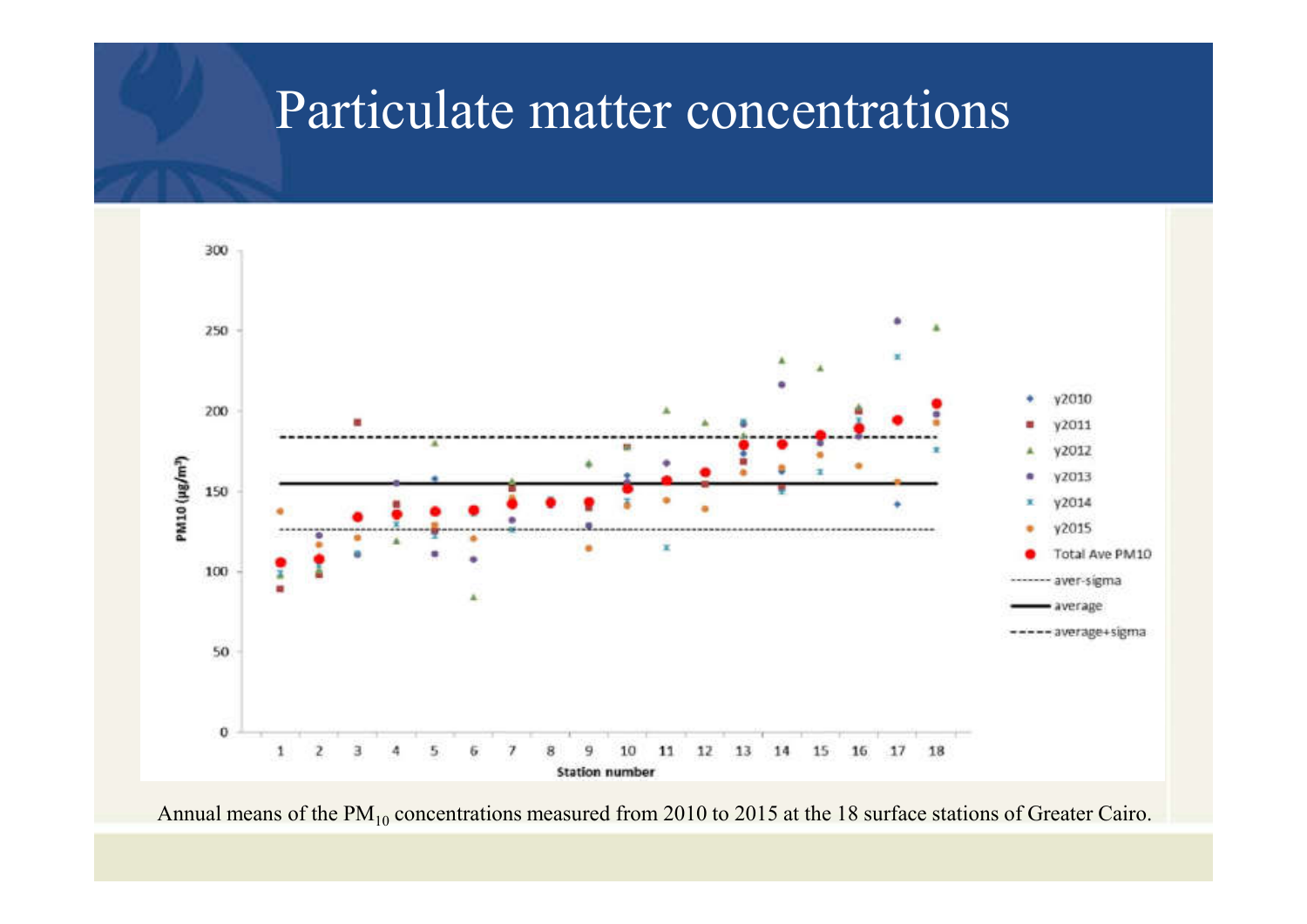# Particulate matter concentrations

Annual means of the $PM_{10}$ concentrations measured from 2010 to 2015 at the 18 surface stations of Greater Cairo.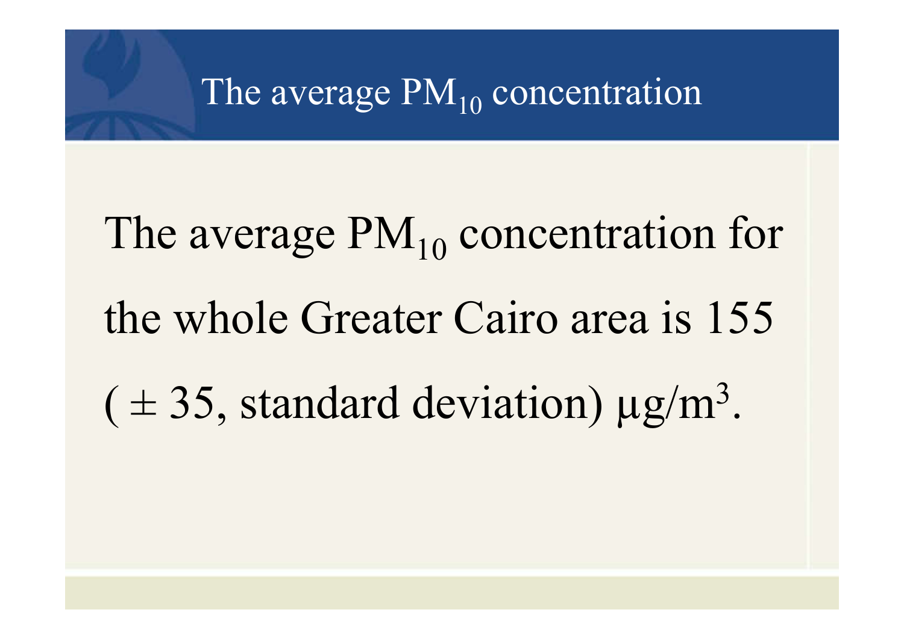# The average $PM_{10}$ concentration

The average $PM_{10}$ concentration for the whole Greater Cairo area is 155 ( ± 35, standard deviation) $\mu g/m^3$.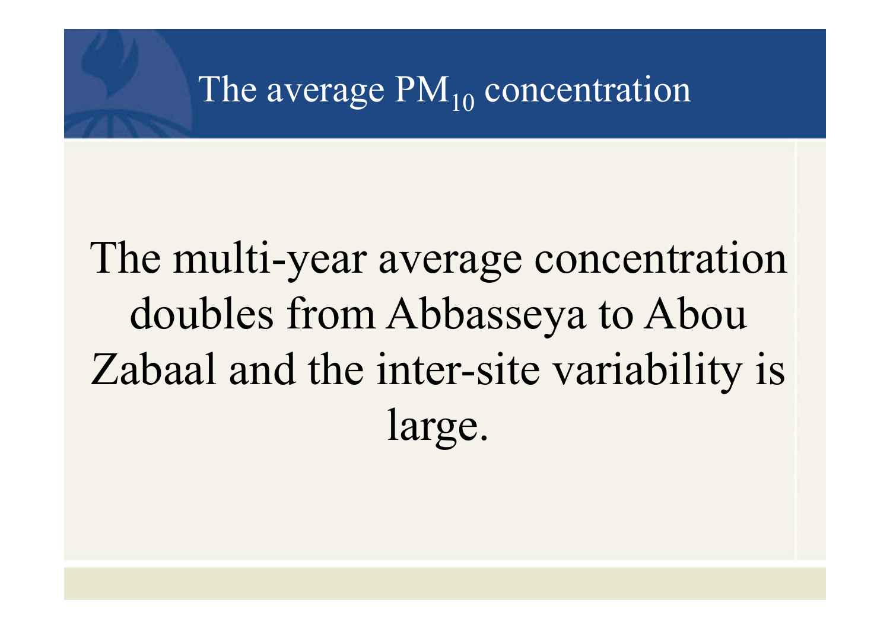# The average $PM_{10}$ concentration

The multi-year average concentration doubles from Abbasseya to Abou Zabaal and the inter-site variability is large.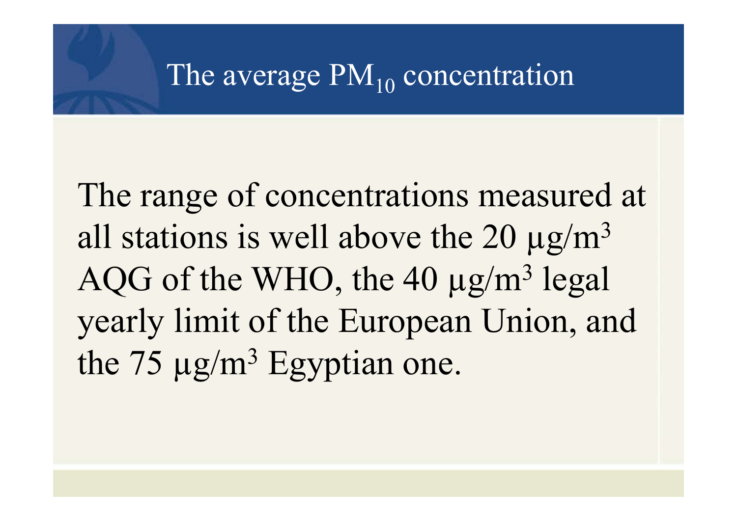# The average $PM_{10}$ concentration

The range of concentrations measured at all stations is well above the 20 $\mu g/m^3$ AQG of the WHO, the 40 $\mu g/m^3$ legal yearly limit of the European Union, and the 75 $\mu g/m^3$ Egyptian one.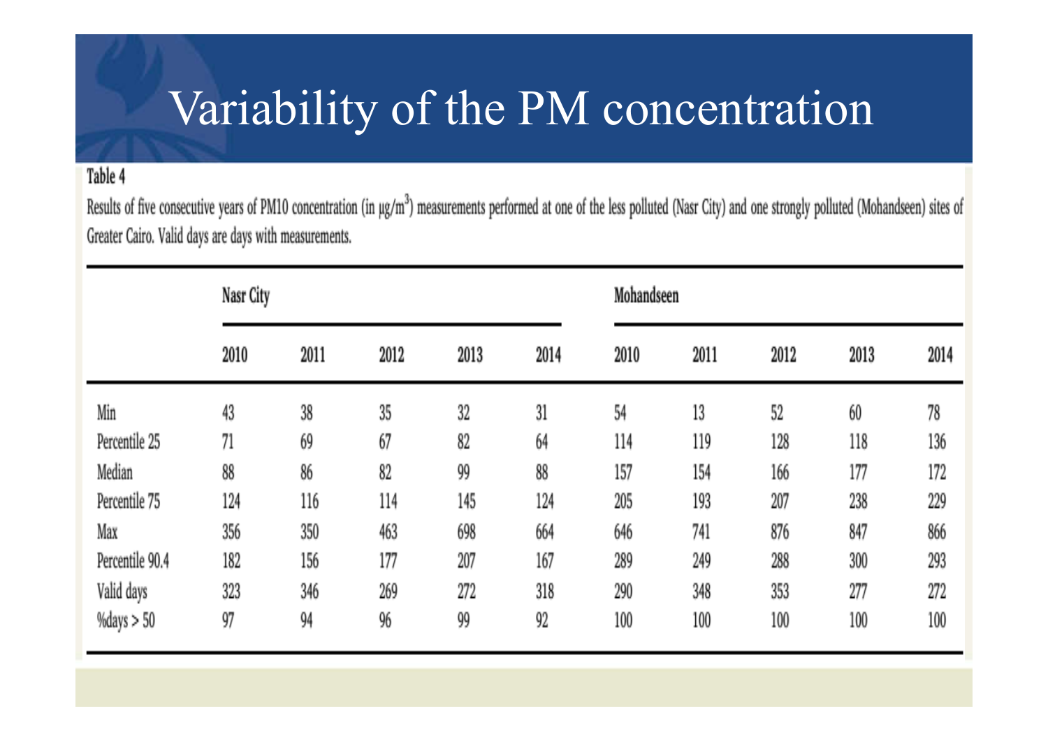# Variability of the PM concentration

**Table 4**

Results of five consecutive years of PM10 concentration (in μg/m$^3$) measurements performed at one of the less polluted (Nasr City) and one strongly polluted (Mohandseen) sites of Greater Cairo. Valid days are days with measurements.

| | Nasr City | | | | | Mohandseen | | | | |
|---|---|---|---|---|---|---|---|---|---|---|
| | 2010 | 2011 | 2012 | 2013 | 2014 | 2010 | 2011 | 2012 | 2013 | 2014 |
| Min | 43 | 38 | 35 | 32 | 31 | 54 | 13 | 52 | 60 | 78 |
| Percentile 25 | 71 | 69 | 67 | 82 | 64 | 114 | 119 | 128 | 118 | 136 |
| Median | 88 | 86 | 82 | 99 | 88 | 157 | 154 | 166 | 177 | 172 |
| Percentile 75 | 124 | 116 | 114 | 145 | 124 | 205 | 193 | 207 | 238 | 229 |
| Max | 356 | 350 | 463 | 698 | 664 | 646 | 741 | 876 | 847 | 866 |
| Percentile 90.4 | 182 | 156 | 177 | 207 | 167 | 289 | 249 | 288 | 300 | 293 |
| Valid days | 323 | 346 | 269 | 272 | 318 | 290 | 348 | 353 | 277 | 272 |
| %days > 50 | 97 | 94 | 96 | 99 | 92 | 100 | 100 | 100 | 100 | 100 |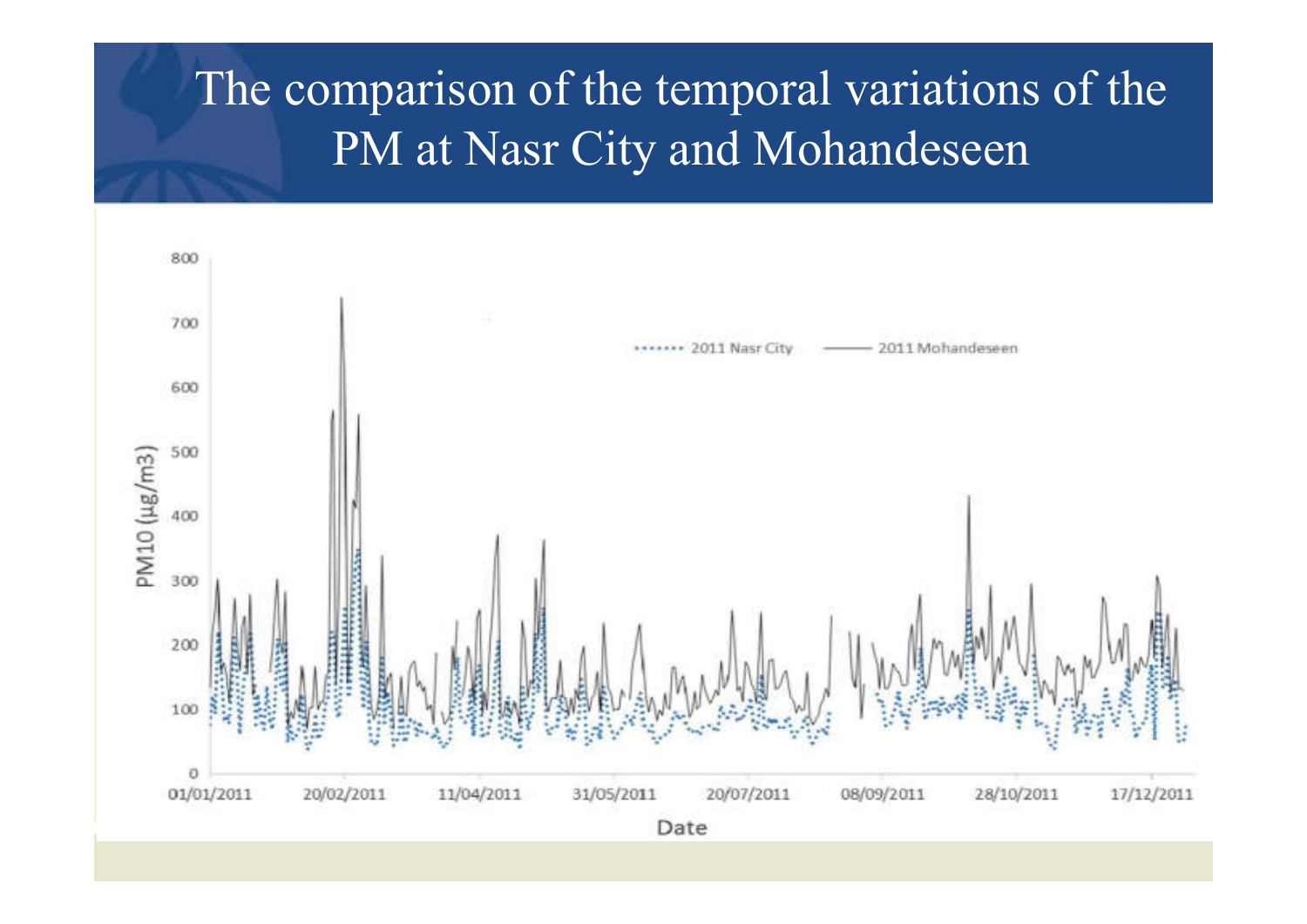# The comparison of the temporal variations of the PM at Nasr City and Mohandeseen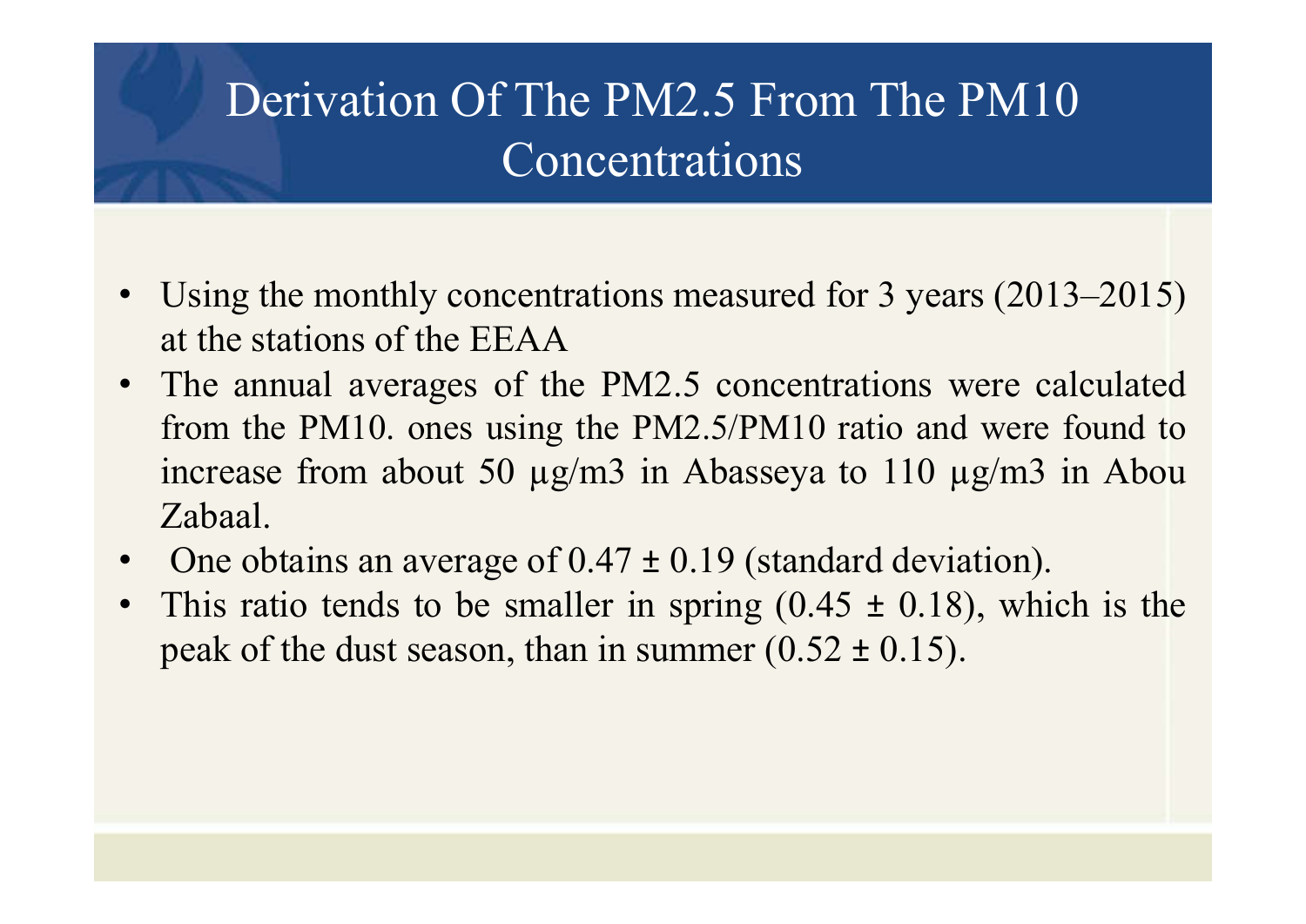# Derivation Of The PM2.5 From The PM10 Concentrations

- Using the monthly concentrations measured for 3 years (2013–2015) at the stations of the EEAA
- The annual averages of the PM2.5 concentrations were calculated from the PM10. ones using the PM2.5/PM10 ratio and were found to increase from about 50 μg/m3 in Abasseya to 110 μg/m3 in Abou Zabaal.
- One obtains an average of $0.47 \pm 0.19$ (standard deviation).
- This ratio tends to be smaller in spring ($0.45 \pm 0.18$), which is the peak of the dust season, than in summer ($0.52 \pm 0.15$).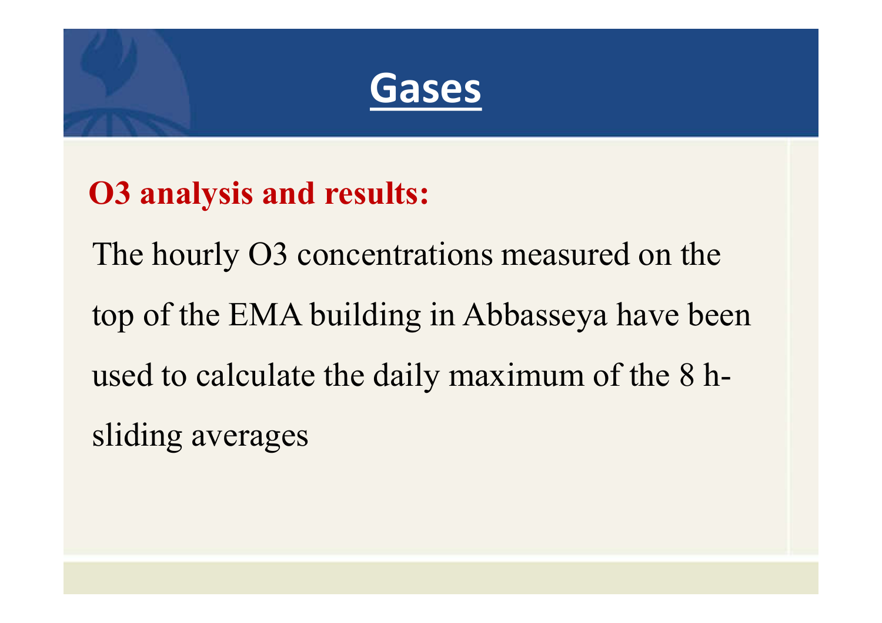# Gases

**O3 analysis and results:**

The hourly O3 concentrations measured on the top of the EMA building in Abbasseya have been used to calculate the daily maximum of the 8 h-sliding averages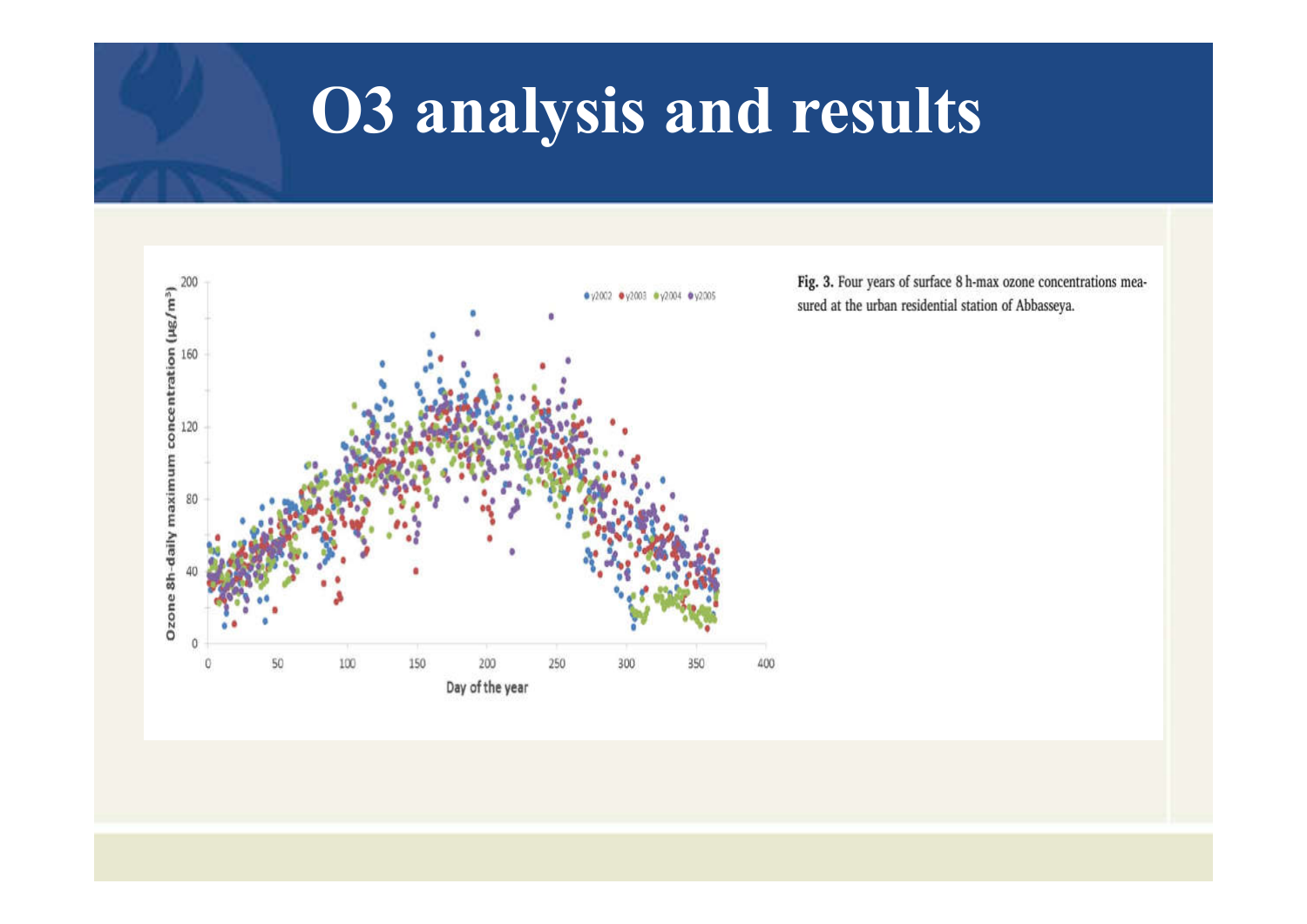# O3 analysis and results

**Fig. 3.** Four years of surface 8 h-max ozone concentrations measured at the urban residential station of Abbasseya.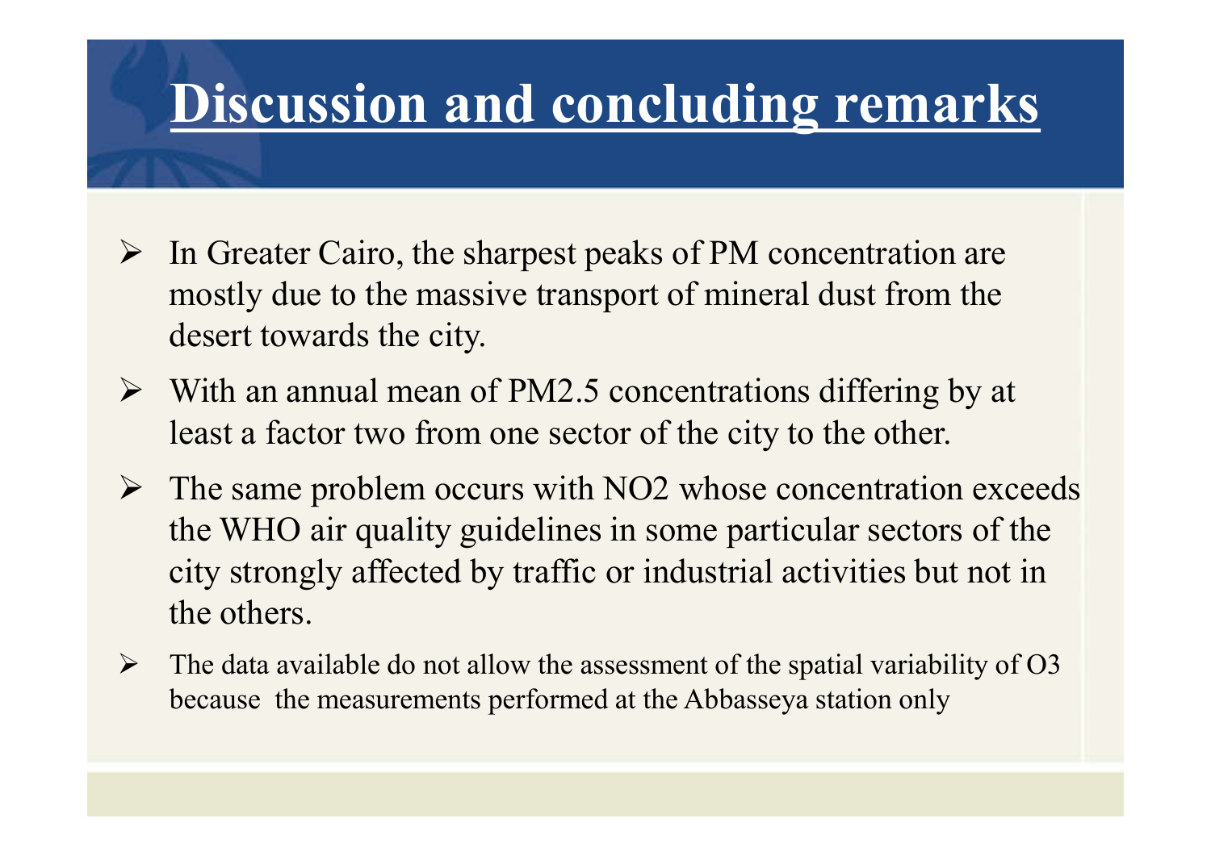# Discussion and concluding remarks

- In Greater Cairo, the sharpest peaks of PM concentration are mostly due to the massive transport of mineral dust from the desert towards the city.
- With an annual mean of PM2.5 concentrations differing by at least a factor two from one sector of the city to the other.
- The same problem occurs with $NO_2$ whose concentration exceeds the WHO air quality guidelines in some particular sectors of the city strongly affected by traffic or industrial activities but not in the others.
- The data available do not allow the assessment of the spatial variability of $O_3$ because  the measurements performed at the Abbasseya station only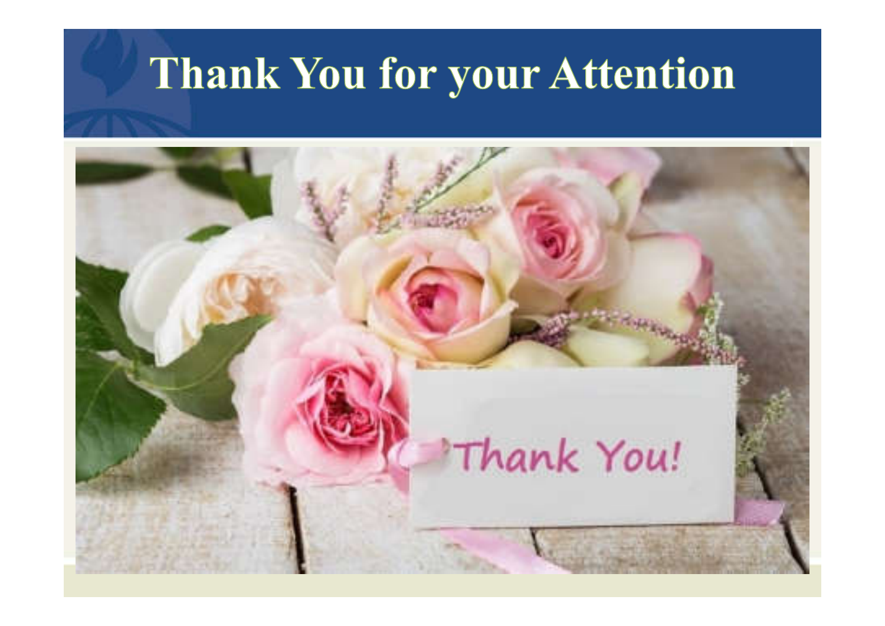# Thank You for your Attention